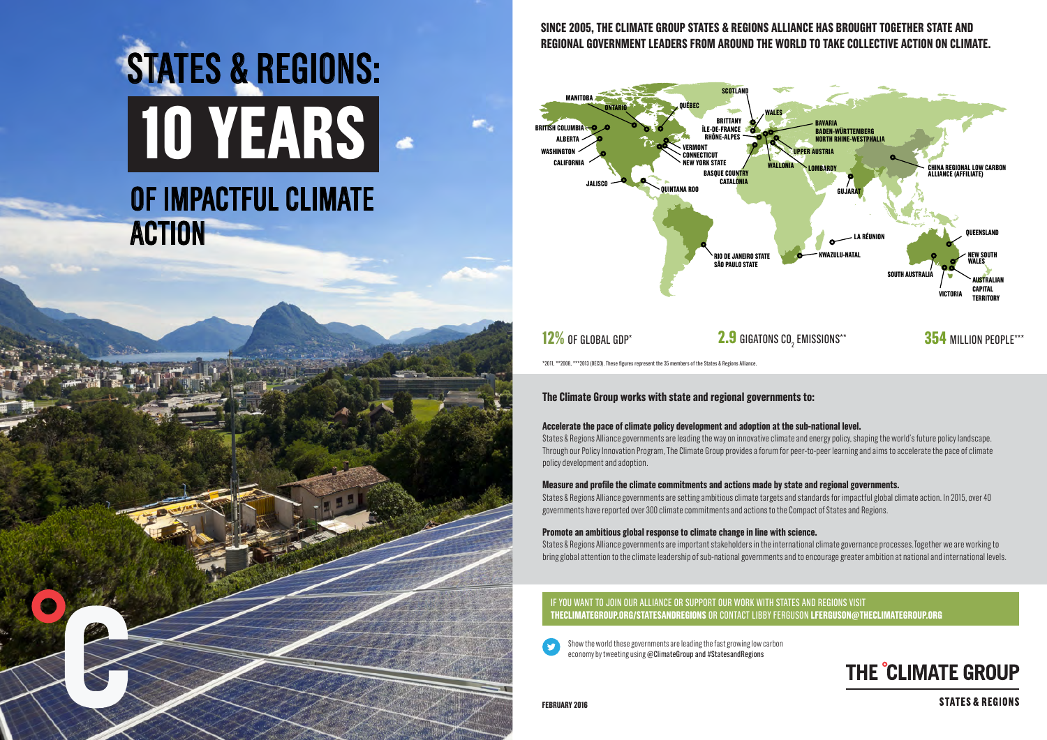# STATES & REGIONS: 10 YEARS OF IMPACTFUL CLIMATE ACTION

**SINCE 2005, THE CLIMATE GROUP STATES & REGIONS ALLIANCE HAS BROUGHT TOGETHER STATE AND REGIONAL GOVERNMENT LEADERS FROM AROUND THE WORLD TO TAKE COLLECTIVE ACTION ON CLIMATE.**

MANITOBA, ONTARIO, QUÉBEC, BRITISH COLUMBIA, ALBERTA, WASHINGTON, CALIFORNIA, VERMONT, CONNECTICUT, NEW YORK STATE, JALISCO, QUINTANA ROO, SCOTLAND, WALES, BRITTANY, ÎLE-DE-FRANCE, RHÔNE-ALPES, BASQUE COUNTRY, CATALONIA, WALLONIA, BAVARIA, BADEN-WÜRTTEMBERG, NORTH RHINE-WESTPHALIA, UPPER AUSTRIA, LOMBARDY, GUJARAT, CHINA REGIONAL LOW CARBON ALLIANCE (AFFILIATE), LA RÉUNION, KWAZULU-NATAL, RIO DE JANEIRO STATE, SÃO PAULO STATE, QUEENSLAND, NEW SOUTH WALES, SOUTH AUSTRALIA, VICTORIA, AUSTRALIAN CAPITAL TERRITORY

**12%** OF GLOBAL GDP*

**2.9** GIGATONS $CO_2$ EMISSIONS**

**354** MILLION PEOPLE***

*2011, **2008, ***2013 (OECD). These figures represent the 35 members of the States & Regions Alliance.

**The Climate Group works with state and regional governments to:**

**Accelerate the pace of climate policy development and adoption at the sub-national level.**
States & Regions Alliance governments are leading the way on innovative climate and energy policy, shaping the world's future policy landscape. Through our Policy Innovation Program, The Climate Group provides a forum for peer-to-peer learning and aims to accelerate the pace of climate policy development and adoption.

**Measure and profile the climate commitments and actions made by state and regional governments.**
States & Regions Alliance governments are setting ambitious climate targets and standards for impactful global climate action. In 2015, over 40 governments have reported over 300 climate commitments and actions to the Compact of States and Regions.

**Promote an ambitious global response to climate change in line with science.**
States & Regions Alliance governments are important stakeholders in the international climate governance processes. Together we are working to bring global attention to the climate leadership of sub-national governments and to encourage greater ambition at national and international levels.

IF YOU WANT TO JOIN OUR ALLIANCE OR SUPPORT OUR WORK WITH STATES AND REGIONS VISIT **THECLIMATEGROUP.ORG/STATESANDREGIONS** OR CONTACT LIBBY FERGUSON **LFERGUSON@THECLIMATEGROUP.ORG**

Show the world these governments are leading the fast growing low carbon economy by tweeting using @ClimateGroup and #StatesandRegions

THE CLIMATE GROUP
STATES & REGIONS

FEBRUARY 2016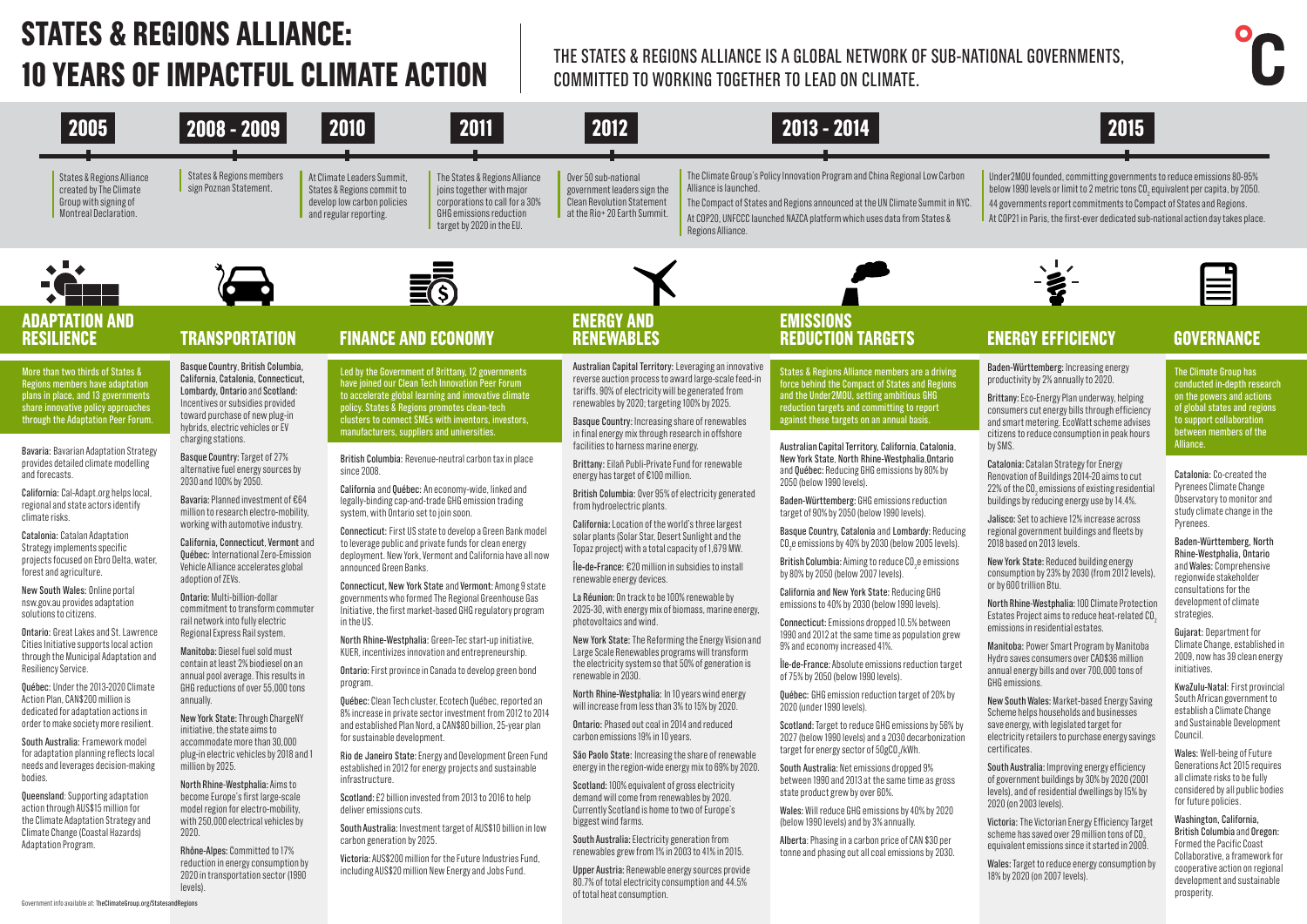# STATES & REGIONS ALLIANCE: 10 YEARS OF IMPACTFUL CLIMATE ACTION

THE STATES & REGIONS ALLIANCE IS A GLOBAL NETWORK OF SUB-NATIONAL GOVERNMENTS, COMMITTED TO WORKING TOGETHER TO LEAD ON CLIMATE.

**2005**

States & Regions Alliance created by The Climate Group with signing of Montreal Declaration.

**2008 - 2009**

States & Regions members sign Poznan Statement.

**2010**

At Climate Leaders Summit, States & Regions commit to develop low carbon policies and regular reporting.

**2011**

The States & Regions Alliance joins together with major corporations to call for a 30% GHG emissions reduction target by 2020 in the EU.

**2012**

Over 50 sub-national government leaders sign the Clean Revolution Statement at the Rio+ 20 Earth Summit.

**2013 - 2014**

The Climate Group's Policy Innovation Program and China Regional Low Carbon Alliance is launched.

The Compact of States and Regions announced at the UN Climate Summit in NYC.

At COP20, UNFCCC launched NAZCA platform which uses data from States & Regions Alliance.

**2015**

Under2MOU founded, committing governments to reduce emissions 80-95% below 1990 levels or limit to 2 metric tons $CO_2$ equivalent per capita, by 2050.

44 governments report commitments to Compact of States and Regions.

At COP21 in Paris, the first-ever dedicated sub-national action day takes place.

## ADAPTATION AND RESILIENCE

More than two thirds of States & Regions members have adaptation plans in place, and 13 governments share innovative policy approaches through the Adaptation Peer Forum.

Bavaria: Bavarian Adaptation Strategy provides detailed climate modelling and forecasts.

California: Cal-Adapt.org helps local, regional and state actors identify climate risks.

Catalonia: Catalan Adaptation Strategy implements specific projects focused on Ebro Delta, water, forest and agriculture.

New South Wales: Online portal nsw.gov.au provides adaptation solutions to citizens.

Ontario: Great Lakes and St. Lawrence Cities Initiative supports local action through the Municipal Adaptation and Resiliency Service.

Québec: Under the 2013-2020 Climate Action Plan, CAN\$200 million is dedicated for adaptation actions in order to make society more resilient.

South Australia: Framework model for adaptation planning reflects local needs and leverages decision-making bodies.

Queensland: Supporting adaptation action through AUS\$15 million for the Climate Adaptation Strategy and Climate Change (Coastal Hazards) Adaptation Program.

## TRANSPORTATION

Basque Country, British Columbia, California, Catalonia, Connecticut, Lombardy, Ontario and Scotland: Incentives or subsidies provided toward purchase of new plug-in hybrids, electric vehicles or EV charging stations.

Basque Country: Target of 27% alternative fuel energy sources by 2030 and 100% by 2050.

Bavaria: Planned investment of €64 million to research electro-mobility, working with automotive industry.

California, Connecticut, Vermont and Québec: International Zero-Emission Vehicle Alliance accelerates global adoption of ZEVs.

Ontario: Multi-billion-dollar commitment to transform commuter rail network into fully electric Regional Express Rail system.

Manitoba: Diesel fuel sold must contain at least 2% biodiesel on an annual pool average. This results in GHG reductions of over 55,000 tons annually.

New York State: Through ChargeNY initiative, the state aims to accommodate more than 30,000 plug-in electric vehicles by 2018 and 1 million by 2025.

North Rhine-Westphalia: Aims to become Europe's first large-scale model region for electro-mobility, with 250,000 electrical vehicles by 2020.

Rhône-Alpes: Committed to 17% reduction in energy consumption by 2020 in transportation sector (1990 levels).

## FINANCE AND ECONOMY

Led by the Government of Brittany, 12 governments have joined our Clean Tech Innovation Peer Forum to accelerate global learning and innovative climate policy. States & Regions promotes clean-tech clusters to connect SMEs with inventors, investors, manufacturers, suppliers and universities.

British Columbia: Revenue-neutral carbon tax in place since 2008.

California and Québec: An economy-wide, linked and legally-binding cap-and-trade GHG emission trading system, with Ontario set to join soon.

Connecticut: First US state to develop a Green Bank model to leverage public and private funds for clean energy deployment. New York, Vermont and California have all now announced Green Banks.

Connecticut, New York State and Vermont: Among 9 state governments who formed The Regional Greenhouse Gas Initiative, the first market-based GHG regulatory program in the US.

North Rhine-Westphalia: Green-Tec start-up initiative, KUER, incentivizes innovation and entrepreneurship.

Ontario: First province in Canada to develop green bond program.

Québec: Clean Tech cluster, Ecotech Québec, reported an 8% increase in private sector investment from 2012 to 2014 and established Plan Nord, a CAN\$80 billion, 25-year plan for sustainable development.

Rio de Janeiro State: Energy and Development Green Fund established in 2012 for energy projects and sustainable infrastructure.

Scotland: £2 billion invested from 2013 to 2016 to help deliver emissions cuts.

South Australia: Investment target of AUS\$10 billion in low carbon generation by 2025.

Victoria: AUS\$200 million for the Future Industries Fund, including AUS\$20 million New Energy and Jobs Fund.

## ENERGY AND RENEWABLES

Australian Capital Territory: Leveraging an innovative reverse auction process to award large-scale feed-in tariffs. 90% of electricity will be generated from renewables by 2020; targeting 100% by 2025.

Basque Country: Increasing share of renewables in final energy mix through research in offshore facilities to harness marine energy.

Brittany: Eilañ Publi-Private Fund for renewable energy has target of €100 million.

British Columbia: Over 95% of electricity generated from hydroelectric plants.

California: Location of the world's three largest solar plants (Solar Star, Desert Sunlight and the Topaz project) with a total capacity of 1,679 MW.

Île-de-France: €20 million in subsidies to install renewable energy devices.

La Réunion: On track to be 100% renewable by 2025-30, with energy mix of biomass, marine energy, photovoltaics and wind.

New York State: The Reforming the Energy Vision and Large Scale Renewables programs will transform the electricity system so that 50% of generation is renewable in 2030.

North Rhine-Westphalia: In 10 years wind energy will increase from less than 3% to 15% by 2020.

Ontario: Phased out coal in 2014 and reduced carbon emissions 19% in 10 years.

São Paolo State: Increasing the share of renewable energy in the region-wide energy mix to 69% by 2020.

Scotland: 100% equivalent of gross electricity demand will come from renewables by 2020. Currently Scotland is home to two of Europe's biggest wind farms.

South Australia: Electricity generation from renewables grew from 1% in 2003 to 41% in 2015.

Upper Austria: Renewable energy sources provide 80.7% of total electricity consumption and 44.5% of total heat consumption.

## EMISSIONS REDUCTION TARGETS

States & Regions Alliance members are a driving force behind the Compact of States and Regions and the Under2MOU, setting ambitious GHG reduction targets and committing to report against these targets on an annual basis.

Australian Capital Territory, California, Catalonia, New York State, North Rhine-Westphalia, Ontario and Québec: Reducing GHG emissions by 80% by 2050 (below 1990 levels).

Baden-Württemberg: GHG emissions reduction target of 90% by 2050 (below 1990 levels).

Basque Country, Catalonia and Lombardy: Reducing $CO_2$e emissions by 40% by 2030 (below 2005 levels).

British Columbia: Aiming to reduce $CO_2$e emissions by 80% by 2050 (below 2007 levels).

California and New York State: Reducing GHG emissions to 40% by 2030 (below 1990 levels).

Connecticut: Emissions dropped 10.5% between 1990 and 2012 at the same time as population grew 9% and economy increased 41%.

Île-de-France: Absolute emissions reduction target of 75% by 2050 (below 1990 levels).

Québec: GHG emission reduction target of 20% by 2020 (under 1990 levels).

Scotland: Target to reduce GHG emissions by 56% by 2027 (below 1990 levels) and a 2030 decarbonization target for energy sector of 50g$CO_2$/kWh.

South Australia: Net emissions dropped 9% between 1990 and 2013 at the same time as gross state product grew by over 60%.

Wales: Will reduce GHG emissions by 40% by 2020 (below 1990 levels) and by 3% annually.

Alberta: Phasing in a carbon price of CAN \$30 per tonne and phasing out all coal emissions by 2030.

## ENERGY EFFICIENCY

Baden-Württemberg: Increasing energy productivity by 2% annually to 2020.

Brittany: Eco-Energy Plan underway, helping consumers cut energy bills through efficiency and smart metering. EcoWatt scheme advises citizens to reduce consumption in peak hours by SMS.

Catalonia: Catalan Strategy for Energy Renovation of Buildings 2014-20 aims to cut 22% of the $CO_2$ emissions of existing residential buildings by reducing energy use by 14.4%.

Jalisco: Set to achieve 12% increase across regional government buildings and fleets by 2018 based on 2013 levels.

New York State: Reduced building energy consumption by 23% by 2030 (from 2012 levels), or by 600 trillion Btu.

North Rhine-Westphalia: 100 Climate Protection Estates Project aims to reduce heat-related $CO_2$ emissions in residential estates.

Manitoba: Power Smart Program by Manitoba Hydro saves consumers over CAD\$36 million annual energy bills and over 700,000 tons of GHG emissions.

New South Wales: Market-based Energy Saving Scheme helps households and businesses save energy, with legislated target for electricity retailers to purchase energy savings certificates.

South Australia: Improving energy efficiency of government buildings by 30% by 2020 (2001 levels), and of residential dwellings by 15% by 2020 (on 2003 levels).

Victoria: The Victorian Energy Efficiency Target scheme has saved over 29 million tons of $CO_2$ equivalent emissions since it started in 2009.

Wales: Target to reduce energy consumption by 18% by 2020 (on 2007 levels).

## GOVERNANCE

The Climate Group has conducted in-depth research on the powers and actions of global states and regions to support collaboration between members of the Alliance.

Catalonia: Co-created the Pyrenees Climate Change Observatory to monitor and study climate change in the Pyrenees.

Baden-Württemberg, North Rhine-Westphalia, Ontario and Wales: Comprehensive regionwide stakeholder consultations for the development of climate strategies.

Gujarat: Department for Climate Change, established in 2009, now has 39 clean energy initiatives.

KwaZulu-Natal: First provincial South African government to establish a Climate Change and Sustainable Development Council.

Wales: Well-being of Future Generations Act 2015 requires all climate risks to be fully considered by all public bodies for future policies.

Washington, California, British Columbia and Oregon: Formed the Pacific Coast Collaborative, a framework for cooperative action on regional development and sustainable prosperity.

Government info available at: TheClimateGroup.org/StatesandRegions